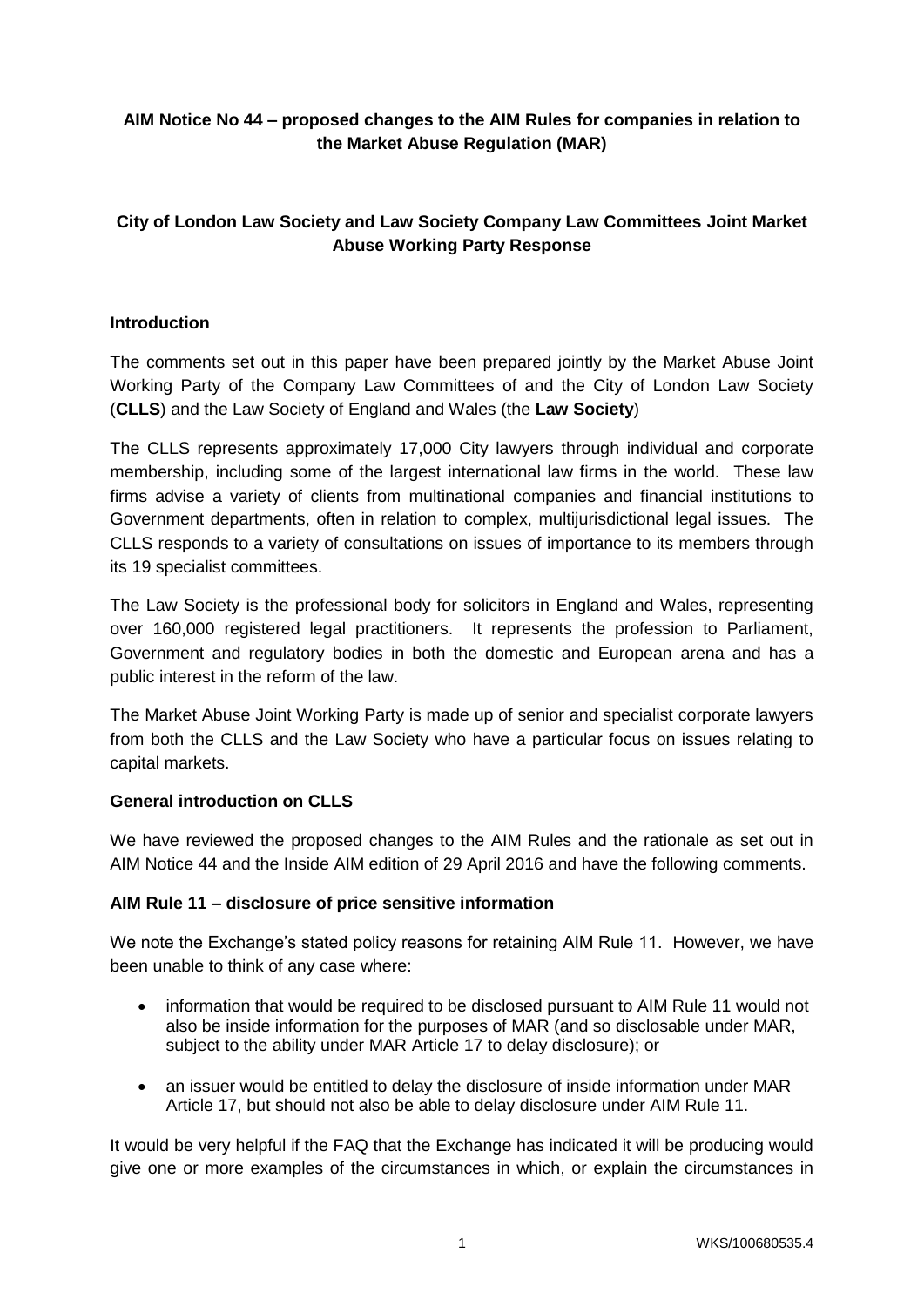**AIM Notice No 44 – proposed changes to the AIM Rules for companies in relation to the Market Abuse Regulation (MAR)**

**City of London Law Society and Law Society Company Law Committees Joint Market Abuse Working Party Response**

**Introduction**

The comments set out in this paper have been prepared jointly by the Market Abuse Joint Working Party of the Company Law Committees of and the City of London Law Society (**CLLS**) and the Law Society of England and Wales (the **Law Society**)

The CLLS represents approximately 17,000 City lawyers through individual and corporate membership, including some of the largest international law firms in the world. These law firms advise a variety of clients from multinational companies and financial institutions to Government departments, often in relation to complex, multijurisdictional legal issues. The CLLS responds to a variety of consultations on issues of importance to its members through its 19 specialist committees.

The Law Society is the professional body for solicitors in England and Wales, representing over 160,000 registered legal practitioners. It represents the profession to Parliament, Government and regulatory bodies in both the domestic and European arena and has a public interest in the reform of the law.

The Market Abuse Joint Working Party is made up of senior and specialist corporate lawyers from both the CLLS and the Law Society who have a particular focus on issues relating to capital markets.

**General introduction on CLLS**

We have reviewed the proposed changes to the AIM Rules and the rationale as set out in AIM Notice 44 and the Inside AIM edition of 29 April 2016 and have the following comments.

**AIM Rule 11 – disclosure of price sensitive information**

We note the Exchange's stated policy reasons for retaining AIM Rule 11. However, we have been unable to think of any case where:

- information that would be required to be disclosed pursuant to AIM Rule 11 would not also be inside information for the purposes of MAR (and so disclosable under MAR, subject to the ability under MAR Article 17 to delay disclosure); or
- an issuer would be entitled to delay the disclosure of inside information under MAR Article 17, but should not also be able to delay disclosure under AIM Rule 11.

It would be very helpful if the FAQ that the Exchange has indicated it will be producing would give one or more examples of the circumstances in which, or explain the circumstances in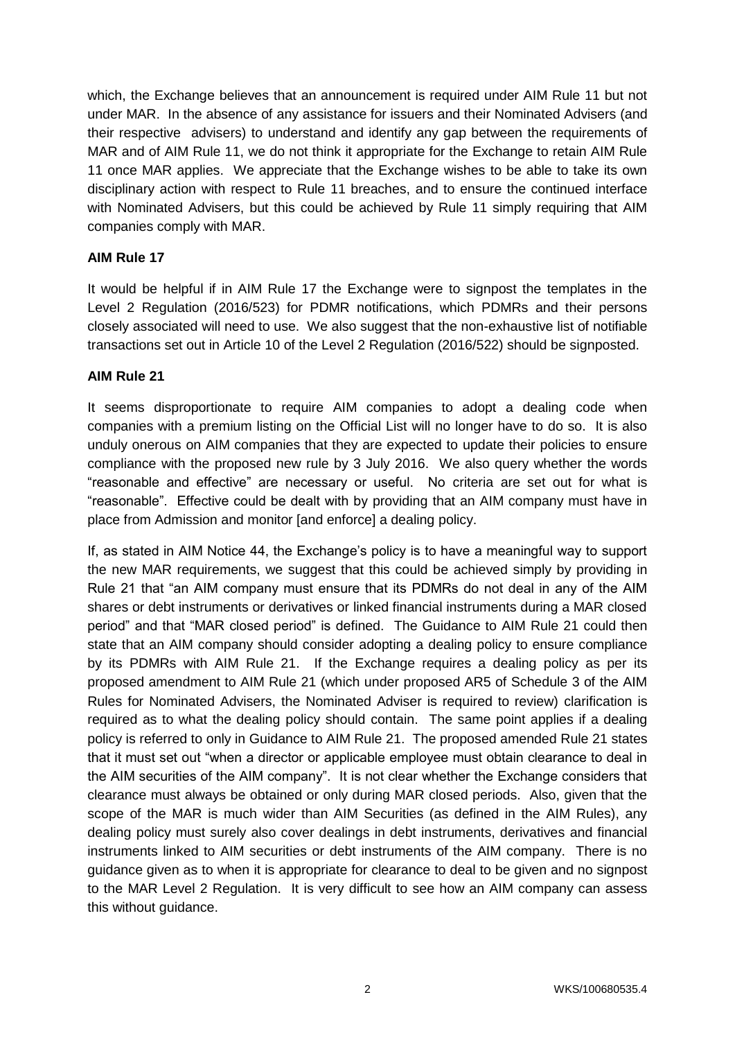which, the Exchange believes that an announcement is required under AIM Rule 11 but not under MAR. In the absence of any assistance for issuers and their Nominated Advisers (and their respective advisers) to understand and identify any gap between the requirements of MAR and of AIM Rule 11, we do not think it appropriate for the Exchange to retain AIM Rule 11 once MAR applies. We appreciate that the Exchange wishes to be able to take its own disciplinary action with respect to Rule 11 breaches, and to ensure the continued interface with Nominated Advisers, but this could be achieved by Rule 11 simply requiring that AIM companies comply with MAR.

**AIM Rule 17**

It would be helpful if in AIM Rule 17 the Exchange were to signpost the templates in the Level 2 Regulation (2016/523) for PDMR notifications, which PDMRs and their persons closely associated will need to use. We also suggest that the non-exhaustive list of notifiable transactions set out in Article 10 of the Level 2 Regulation (2016/522) should be signposted.

**AIM Rule 21**

It seems disproportionate to require AIM companies to adopt a dealing code when companies with a premium listing on the Official List will no longer have to do so. It is also unduly onerous on AIM companies that they are expected to update their policies to ensure compliance with the proposed new rule by 3 July 2016. We also query whether the words "reasonable and effective" are necessary or useful. No criteria are set out for what is "reasonable". Effective could be dealt with by providing that an AIM company must have in place from Admission and monitor [and enforce] a dealing policy.

If, as stated in AIM Notice 44, the Exchange's policy is to have a meaningful way to support the new MAR requirements, we suggest that this could be achieved simply by providing in Rule 21 that "an AIM company must ensure that its PDMRs do not deal in any of the AIM shares or debt instruments or derivatives or linked financial instruments during a MAR closed period" and that "MAR closed period" is defined. The Guidance to AIM Rule 21 could then state that an AIM company should consider adopting a dealing policy to ensure compliance by its PDMRs with AIM Rule 21. If the Exchange requires a dealing policy as per its proposed amendment to AIM Rule 21 (which under proposed AR5 of Schedule 3 of the AIM Rules for Nominated Advisers, the Nominated Adviser is required to review) clarification is required as to what the dealing policy should contain. The same point applies if a dealing policy is referred to only in Guidance to AIM Rule 21. The proposed amended Rule 21 states that it must set out "when a director or applicable employee must obtain clearance to deal in the AIM securities of the AIM company". It is not clear whether the Exchange considers that clearance must always be obtained or only during MAR closed periods. Also, given that the scope of the MAR is much wider than AIM Securities (as defined in the AIM Rules), any dealing policy must surely also cover dealings in debt instruments, derivatives and financial instruments linked to AIM securities or debt instruments of the AIM company. There is no guidance given as to when it is appropriate for clearance to deal to be given and no signpost to the MAR Level 2 Regulation. It is very difficult to see how an AIM company can assess this without guidance.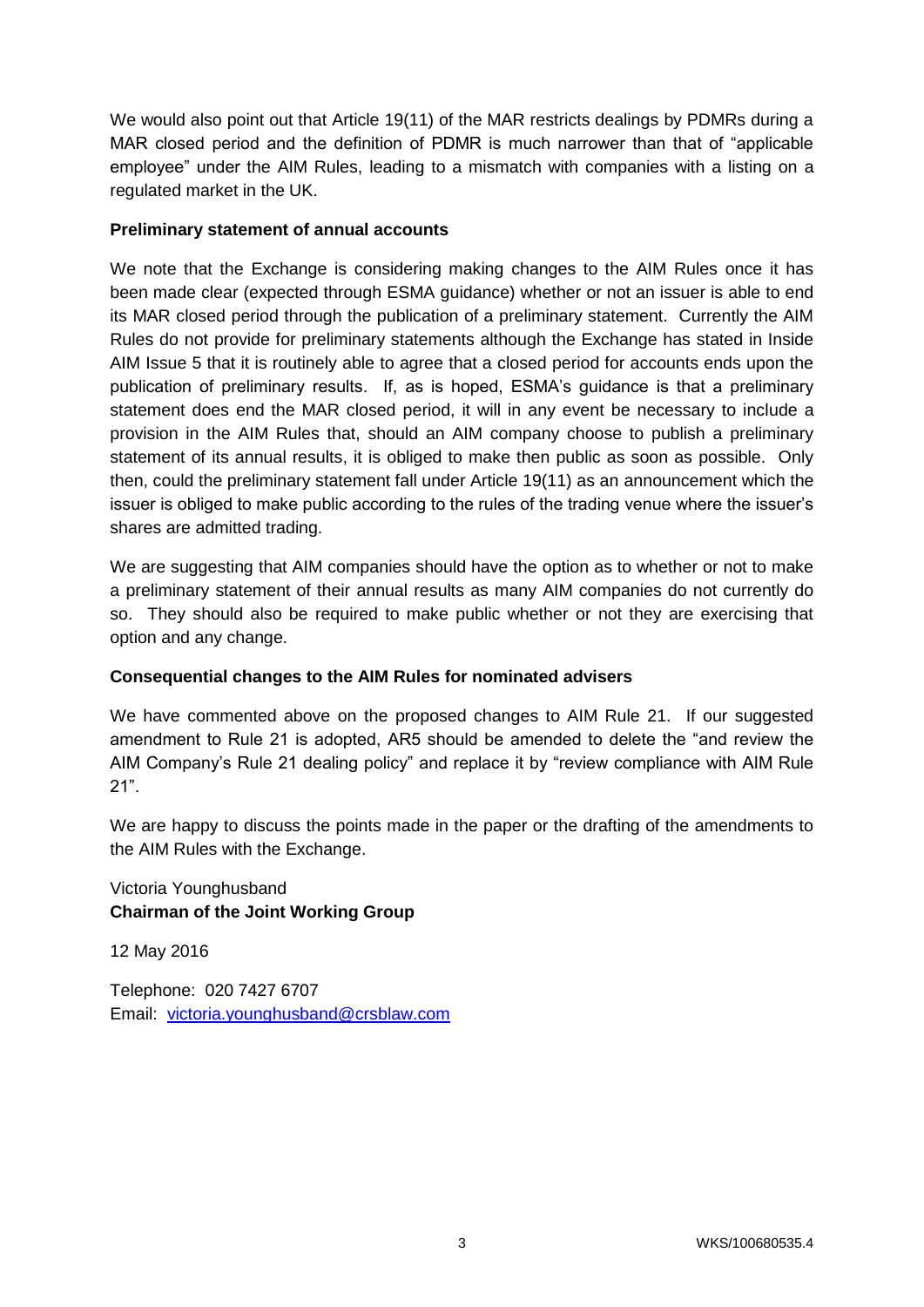We would also point out that Article 19(11) of the MAR restricts dealings by PDMRs during a MAR closed period and the definition of PDMR is much narrower than that of "applicable employee" under the AIM Rules, leading to a mismatch with companies with a listing on a regulated market in the UK.

**Preliminary statement of annual accounts**

We note that the Exchange is considering making changes to the AIM Rules once it has been made clear (expected through ESMA guidance) whether or not an issuer is able to end its MAR closed period through the publication of a preliminary statement. Currently the AIM Rules do not provide for preliminary statements although the Exchange has stated in Inside AIM Issue 5 that it is routinely able to agree that a closed period for accounts ends upon the publication of preliminary results. If, as is hoped, ESMA's guidance is that a preliminary statement does end the MAR closed period, it will in any event be necessary to include a provision in the AIM Rules that, should an AIM company choose to publish a preliminary statement of its annual results, it is obliged to make then public as soon as possible. Only then, could the preliminary statement fall under Article 19(11) as an announcement which the issuer is obliged to make public according to the rules of the trading venue where the issuer's shares are admitted trading.

We are suggesting that AIM companies should have the option as to whether or not to make a preliminary statement of their annual results as many AIM companies do not currently do so. They should also be required to make public whether or not they are exercising that option and any change.

**Consequential changes to the AIM Rules for nominated advisers**

We have commented above on the proposed changes to AIM Rule 21. If our suggested amendment to Rule 21 is adopted, AR5 should be amended to delete the "and review the AIM Company's Rule 21 dealing policy" and replace it by "review compliance with AIM Rule 21".

We are happy to discuss the points made in the paper or the drafting of the amendments to the AIM Rules with the Exchange.

Victoria Younghusband
**Chairman of the Joint Working Group**

12 May 2016

Telephone: 020 7427 6707
Email: victoria.younghusband@crsblaw.com

WKS/100680535.4